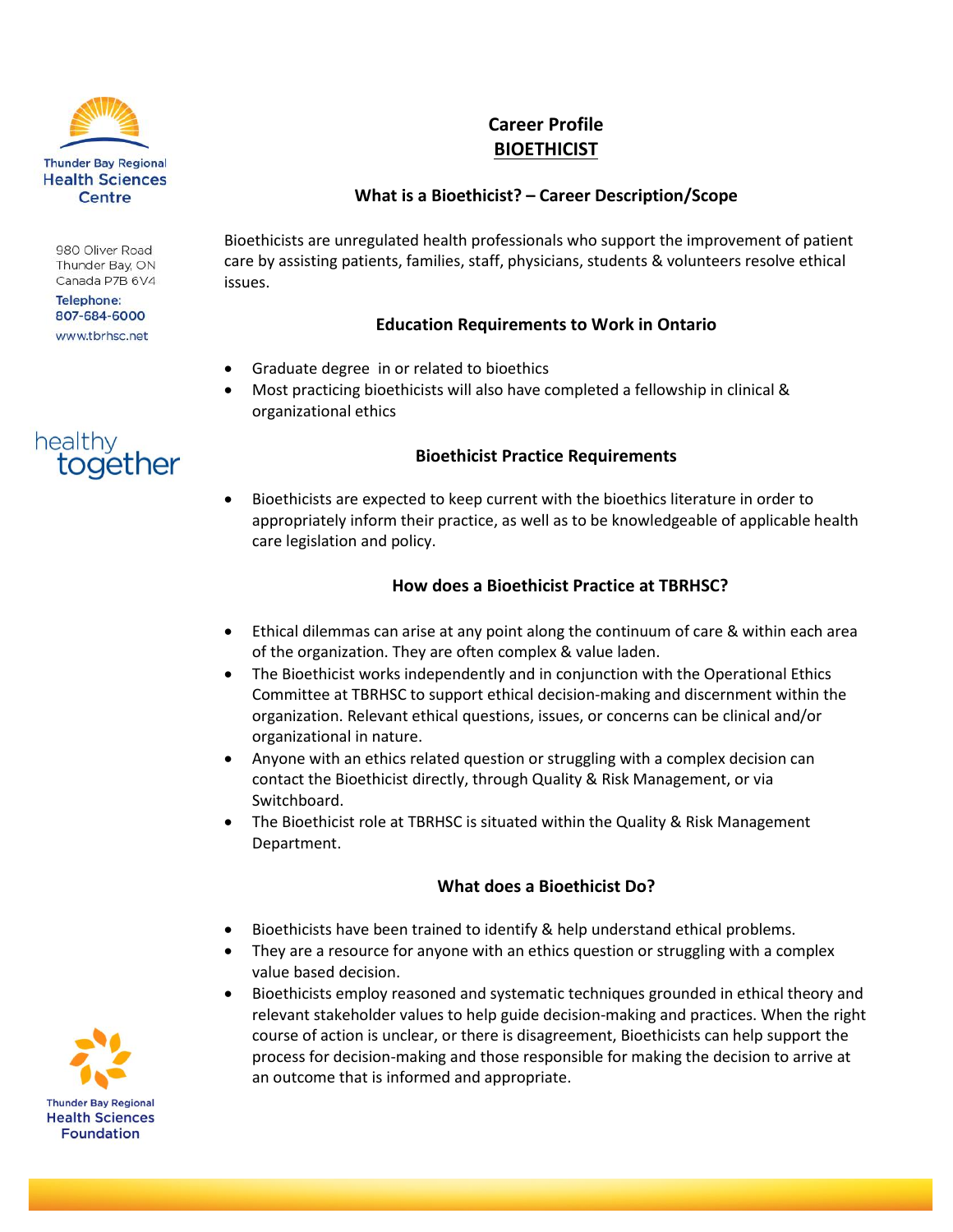Thunder Bay Regional Health Sciences Centre

980 Oliver Road
Thunder Bay, ON
Canada P7B 6V4

Telephone:
807-684-6000

www.tbrhsc.net

healthy together

# Career Profile
## BIOETHICIST

### What is a Bioethicist? – Career Description/Scope

Bioethicists are unregulated health professionals who support the improvement of patient care by assisting patients, families, staff, physicians, students & volunteers resolve ethical issues.

### Education Requirements to Work in Ontario

- Graduate degree in or related to bioethics
- Most practicing bioethicists will also have completed a fellowship in clinical & organizational ethics

### Bioethicist Practice Requirements

- Bioethicists are expected to keep current with the bioethics literature in order to appropriately inform their practice, as well as to be knowledgeable of applicable health care legislation and policy.

### How does a Bioethicist Practice at TBRHSC?

- Ethical dilemmas can arise at any point along the continuum of care & within each area of the organization. They are often complex & value laden.
- The Bioethicist works independently and in conjunction with the Operational Ethics Committee at TBRHSC to support ethical decision-making and discernment within the organization. Relevant ethical questions, issues, or concerns can be clinical and/or organizational in nature.
- Anyone with an ethics related question or struggling with a complex decision can contact the Bioethicist directly, through Quality & Risk Management, or via Switchboard.
- The Bioethicist role at TBRHSC is situated within the Quality & Risk Management Department.

### What does a Bioethicist Do?

- Bioethicists have been trained to identify & help understand ethical problems.
- They are a resource for anyone with an ethics question or struggling with a complex value based decision.
- Bioethicists employ reasoned and systematic techniques grounded in ethical theory and relevant stakeholder values to help guide decision-making and practices. When the right course of action is unclear, or there is disagreement, Bioethicists can help support the process for decision-making and those responsible for making the decision to arrive at an outcome that is informed and appropriate.

Thunder Bay Regional Health Sciences Foundation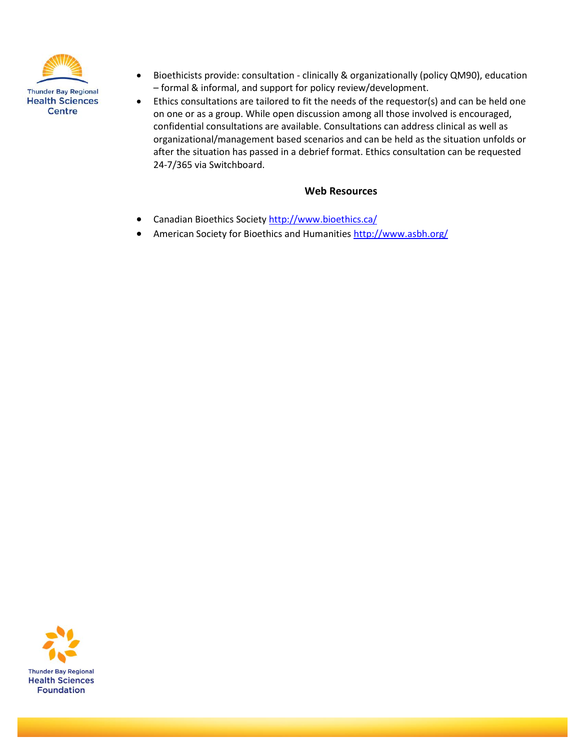- Bioethicists provide: consultation - clinically & organizationally (policy QM90), education – formal & informal, and support for policy review/development.
- Ethics consultations are tailored to fit the needs of the requestor(s) and can be held one on one or as a group. While open discussion among all those involved is encouraged, confidential consultations are available. Consultations can address clinical as well as organizational/management based scenarios and can be held as the situation unfolds or after the situation has passed in a debrief format. Ethics consultation can be requested 24-7/365 via Switchboard.

**Web Resources**

- Canadian Bioethics Society http://www.bioethics.ca/
- American Society for Bioethics and Humanities http://www.asbh.org/